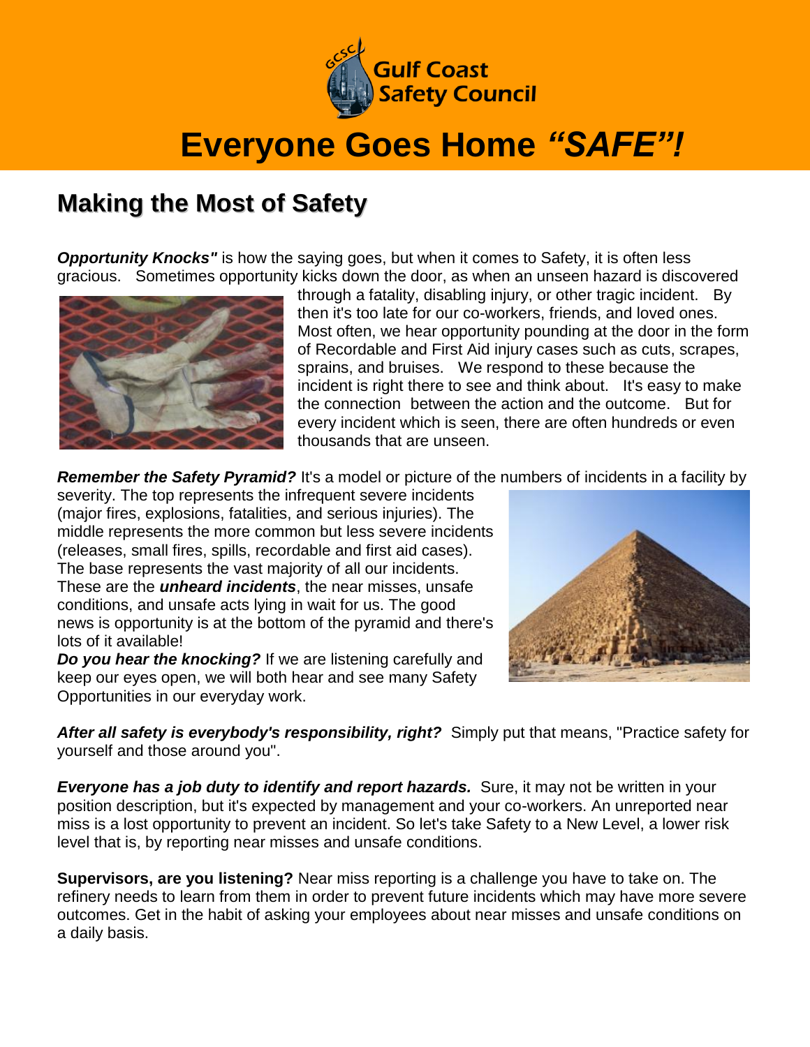Gulf Coast Safety Council

# Everyone Goes Home *"SAFE"!*

## Making the Most of Safety

***Opportunity Knocks"*** is how the saying goes, but when it comes to Safety, it is often less gracious. Sometimes opportunity kicks down the door, as when an unseen hazard is discovered through a fatality, disabling injury, or other tragic incident. By then it's too late for our co-workers, friends, and loved ones. Most often, we hear opportunity pounding at the door in the form of Recordable and First Aid injury cases such as cuts, scrapes, sprains, and bruises. We respond to these because the incident is right there to see and think about. It's easy to make the connection between the action and the outcome. But for every incident which is seen, there are often hundreds or even thousands that are unseen.

***Remember the Safety Pyramid?*** It's a model or picture of the numbers of incidents in a facility by severity. The top represents the infrequent severe incidents (major fires, explosions, fatalities, and serious injuries). The middle represents the more common but less severe incidents (releases, small fires, spills, recordable and first aid cases). The base represents the vast majority of all our incidents. These are the ***unheard incidents***, the near misses, unsafe conditions, and unsafe acts lying in wait for us. The good news is opportunity is at the bottom of the pyramid and there's lots of it available!

***Do you hear the knocking?*** If we are listening carefully and keep our eyes open, we will both hear and see many Safety Opportunities in our everyday work.

***After all safety is everybody's responsibility, right?*** Simply put that means, "Practice safety for yourself and those around you".

***Everyone has a job duty to identify and report hazards.*** Sure, it may not be written in your position description, but it's expected by management and your co-workers. An unreported near miss is a lost opportunity to prevent an incident. So let's take Safety to a New Level, a lower risk level that is, by reporting near misses and unsafe conditions.

**Supervisors, are you listening?** Near miss reporting is a challenge you have to take on. The refinery needs to learn from them in order to prevent future incidents which may have more severe outcomes. Get in the habit of asking your employees about near misses and unsafe conditions on a daily basis.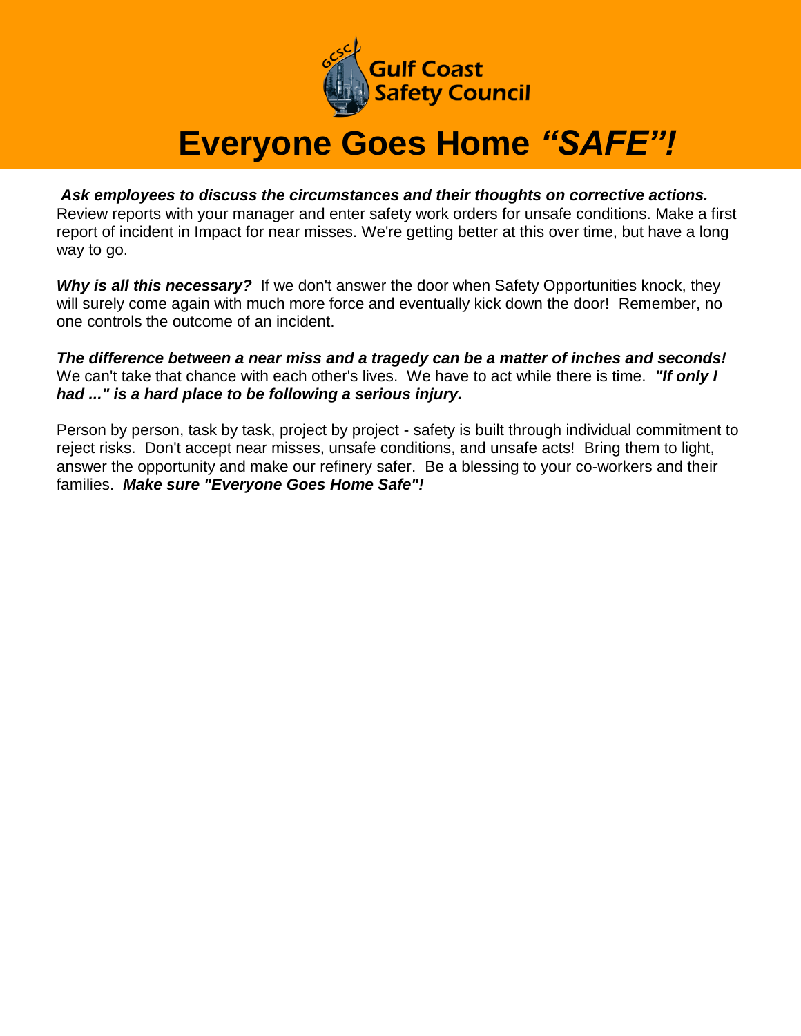Gulf Coast Safety Council

# Everyone Goes Home *"SAFE"!*

***Ask employees to discuss the circumstances and their thoughts on corrective actions.*** Review reports with your manager and enter safety work orders for unsafe conditions. Make a first report of incident in Impact for near misses. We're getting better at this over time, but have a long way to go.

***Why is all this necessary?*** If we don't answer the door when Safety Opportunities knock, they will surely come again with much more force and eventually kick down the door! Remember, no one controls the outcome of an incident.

***The difference between a near miss and a tragedy can be a matter of inches and seconds!*** We can't take that chance with each other's lives. We have to act while there is time. ***"If only I had ..." is a hard place to be following a serious injury.***

Person by person, task by task, project by project - safety is built through individual commitment to reject risks. Don't accept near misses, unsafe conditions, and unsafe acts! Bring them to light, answer the opportunity and make our refinery safer. Be a blessing to your co-workers and their families. ***Make sure "Everyone Goes Home Safe"!***